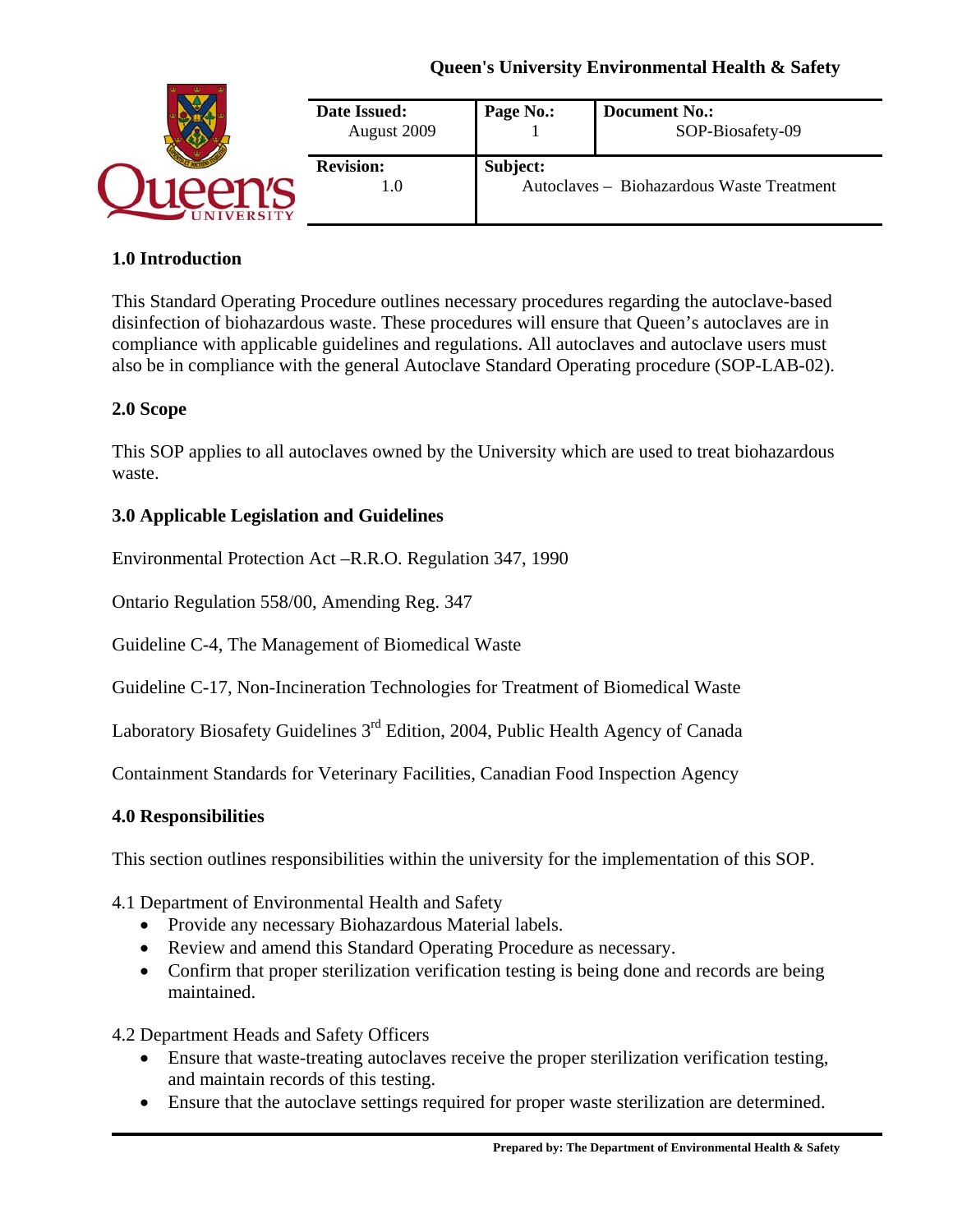**Queen's University Environmental Health & Safety**

| Date Issued: August 2009 | Page No.: 1 | Document No.: SOP-Biosafety-09 |
|---|---|---|
| **Revision:** 1.0 | **Subject:** Autoclaves – Biohazardous Waste Treatment | |

## 1.0 Introduction

This Standard Operating Procedure outlines necessary procedures regarding the autoclave-based disinfection of biohazardous waste. These procedures will ensure that Queen's autoclaves are in compliance with applicable guidelines and regulations. All autoclaves and autoclave users must also be in compliance with the general Autoclave Standard Operating procedure (SOP-LAB-02).

## 2.0 Scope

This SOP applies to all autoclaves owned by the University which are used to treat biohazardous waste.

## 3.0 Applicable Legislation and Guidelines

Environmental Protection Act –R.R.O. Regulation 347, 1990

Ontario Regulation 558/00, Amending Reg. 347

Guideline C-4, The Management of Biomedical Waste

Guideline C-17, Non-Incineration Technologies for Treatment of Biomedical Waste

Laboratory Biosafety Guidelines 3rd Edition, 2004, Public Health Agency of Canada

Containment Standards for Veterinary Facilities, Canadian Food Inspection Agency

## 4.0 Responsibilities

This section outlines responsibilities within the university for the implementation of this SOP.

4.1 Department of Environmental Health and Safety

- Provide any necessary Biohazardous Material labels.
- Review and amend this Standard Operating Procedure as necessary.
- Confirm that proper sterilization verification testing is being done and records are being maintained.

4.2 Department Heads and Safety Officers

- Ensure that waste-treating autoclaves receive the proper sterilization verification testing, and maintain records of this testing.
- Ensure that the autoclave settings required for proper waste sterilization are determined.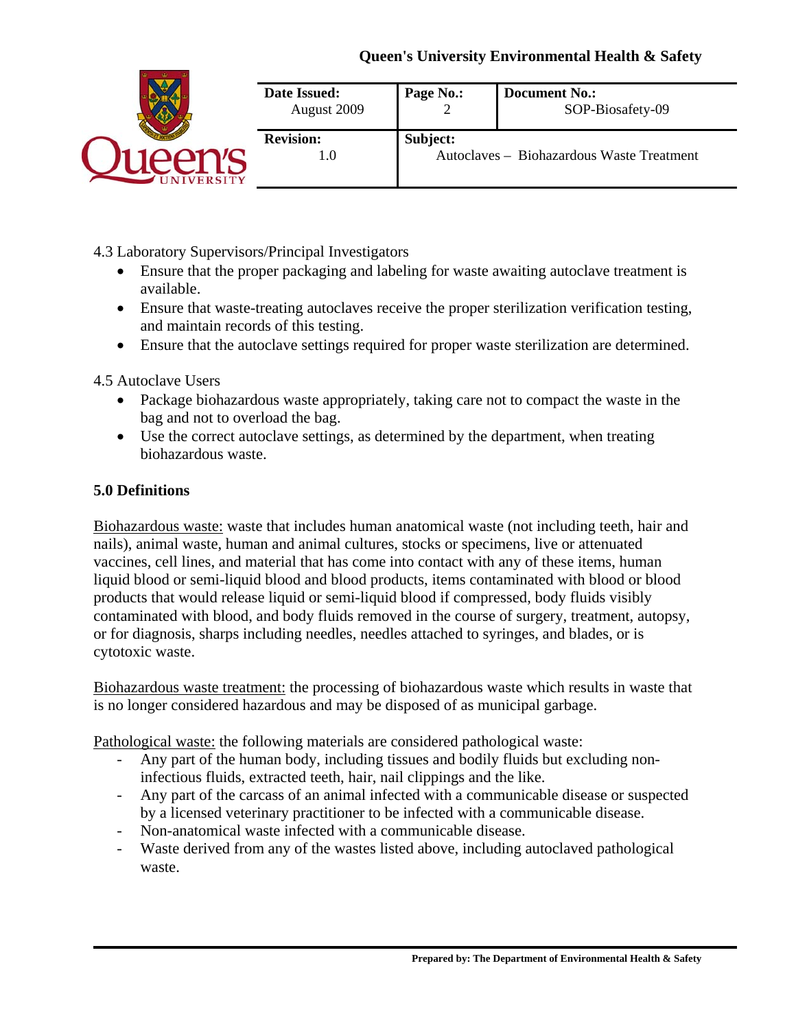4.3 Laboratory Supervisors/Principal Investigators

- Ensure that the proper packaging and labeling for waste awaiting autoclave treatment is available.
- Ensure that waste-treating autoclaves receive the proper sterilization verification testing, and maintain records of this testing.
- Ensure that the autoclave settings required for proper waste sterilization are determined.

4.5 Autoclave Users

- Package biohazardous waste appropriately, taking care not to compact the waste in the bag and not to overload the bag.
- Use the correct autoclave settings, as determined by the department, when treating biohazardous waste.

## 5.0 Definitions

Biohazardous waste: waste that includes human anatomical waste (not including teeth, hair and nails), animal waste, human and animal cultures, stocks or specimens, live or attenuated vaccines, cell lines, and material that has come into contact with any of these items, human liquid blood or semi-liquid blood and blood products, items contaminated with blood or blood products that would release liquid or semi-liquid blood if compressed, body fluids visibly contaminated with blood, and body fluids removed in the course of surgery, treatment, autopsy, or for diagnosis, sharps including needles, needles attached to syringes, and blades, or is cytotoxic waste.

Biohazardous waste treatment: the processing of biohazardous waste which results in waste that is no longer considered hazardous and may be disposed of as municipal garbage.

Pathological waste: the following materials are considered pathological waste:

- Any part of the human body, including tissues and bodily fluids but excluding non-infectious fluids, extracted teeth, hair, nail clippings and the like.
- Any part of the carcass of an animal infected with a communicable disease or suspected by a licensed veterinary practitioner to be infected with a communicable disease.
- Non-anatomical waste infected with a communicable disease.
- Waste derived from any of the wastes listed above, including autoclaved pathological waste.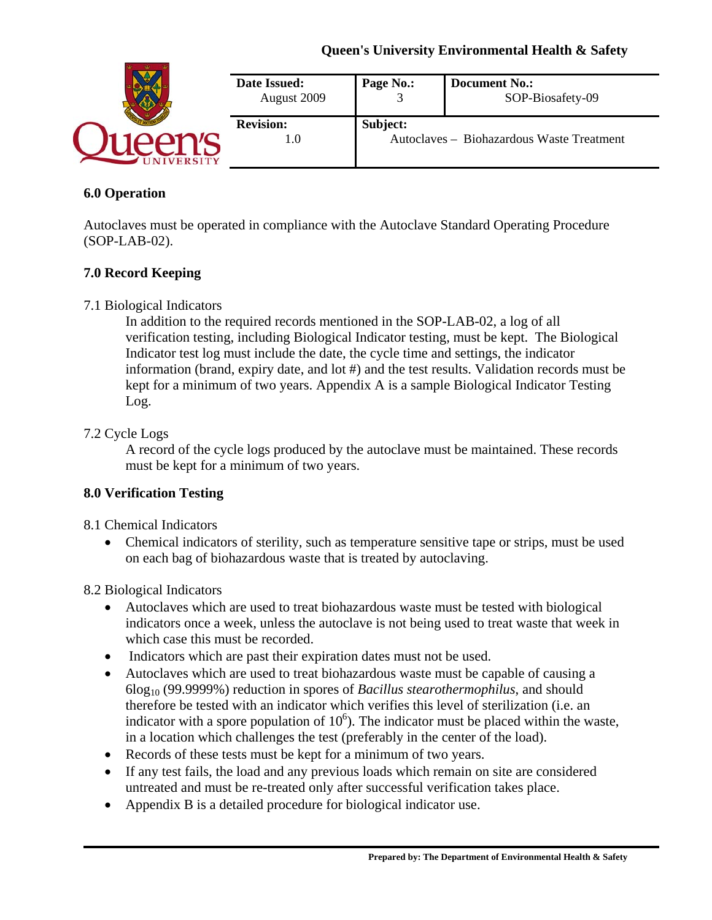## 6.0 Operation

Autoclaves must be operated in compliance with the Autoclave Standard Operating Procedure (SOP-LAB-02).

## 7.0 Record Keeping

7.1 Biological Indicators

In addition to the required records mentioned in the SOP-LAB-02, a log of all verification testing, including Biological Indicator testing, must be kept. The Biological Indicator test log must include the date, the cycle time and settings, the indicator information (brand, expiry date, and lot #) and the test results. Validation records must be kept for a minimum of two years. Appendix A is a sample Biological Indicator Testing Log.

7.2 Cycle Logs

A record of the cycle logs produced by the autoclave must be maintained. These records must be kept for a minimum of two years.

## 8.0 Verification Testing

8.1 Chemical Indicators

- Chemical indicators of sterility, such as temperature sensitive tape or strips, must be used on each bag of biohazardous waste that is treated by autoclaving.

8.2 Biological Indicators

- Autoclaves which are used to treat biohazardous waste must be tested with biological indicators once a week, unless the autoclave is not being used to treat waste that week in which case this must be recorded.
- Indicators which are past their expiration dates must not be used.
- Autoclaves which are used to treat biohazardous waste must be capable of causing a $6\log_{10}$ (99.9999%) reduction in spores of *Bacillus stearothermophilus*, and should therefore be tested with an indicator which verifies this level of sterilization (i.e. an indicator with a spore population of $10^6$). The indicator must be placed within the waste, in a location which challenges the test (preferably in the center of the load).
- Records of these tests must be kept for a minimum of two years.
- If any test fails, the load and any previous loads which remain on site are considered untreated and must be re-treated only after successful verification takes place.
- Appendix B is a detailed procedure for biological indicator use.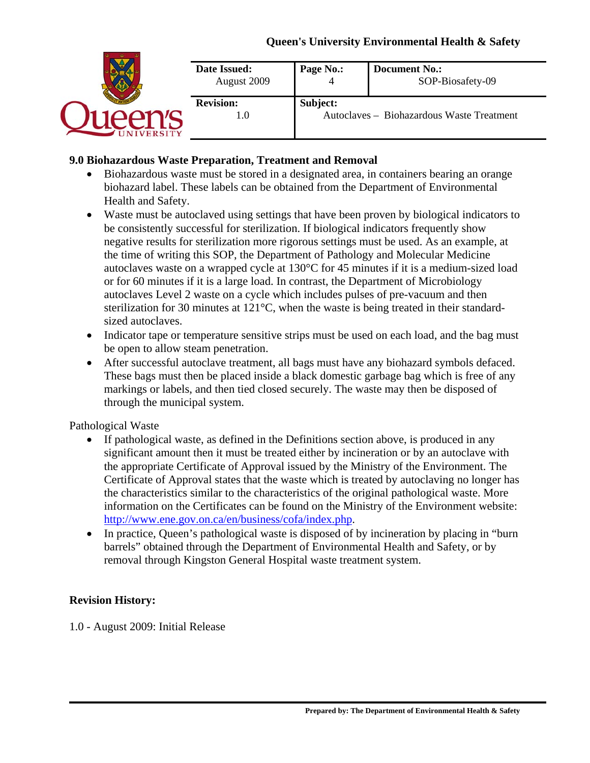## 9.0 Biohazardous Waste Preparation, Treatment and Removal

- Biohazardous waste must be stored in a designated area, in containers bearing an orange biohazard label. These labels can be obtained from the Department of Environmental Health and Safety.
- Waste must be autoclaved using settings that have been proven by biological indicators to be consistently successful for sterilization. If biological indicators frequently show negative results for sterilization more rigorous settings must be used. As an example, at the time of writing this SOP, the Department of Pathology and Molecular Medicine autoclaves waste on a wrapped cycle at 130°C for 45 minutes if it is a medium-sized load or for 60 minutes if it is a large load. In contrast, the Department of Microbiology autoclaves Level 2 waste on a cycle which includes pulses of pre-vacuum and then sterilization for 30 minutes at 121°C, when the waste is being treated in their standard-sized autoclaves.
- Indicator tape or temperature sensitive strips must be used on each load, and the bag must be open to allow steam penetration.
- After successful autoclave treatment, all bags must have any biohazard symbols defaced. These bags must then be placed inside a black domestic garbage bag which is free of any markings or labels, and then tied closed securely. The waste may then be disposed of through the municipal system.

Pathological Waste

- If pathological waste, as defined in the Definitions section above, is produced in any significant amount then it must be treated either by incineration or by an autoclave with the appropriate Certificate of Approval issued by the Ministry of the Environment. The Certificate of Approval states that the waste which is treated by autoclaving no longer has the characteristics similar to the characteristics of the original pathological waste. More information on the Certificates can be found on the Ministry of the Environment website: [http://www.ene.gov.on.ca/en/business/cofa/index.php](http://www.ene.gov.on.ca/en/business/cofa/index.php).
- In practice, Queen's pathological waste is disposed of by incineration by placing in "burn barrels" obtained through the Department of Environmental Health and Safety, or by removal through Kingston General Hospital waste treatment system.

**Revision History:**

1.0 - August 2009: Initial Release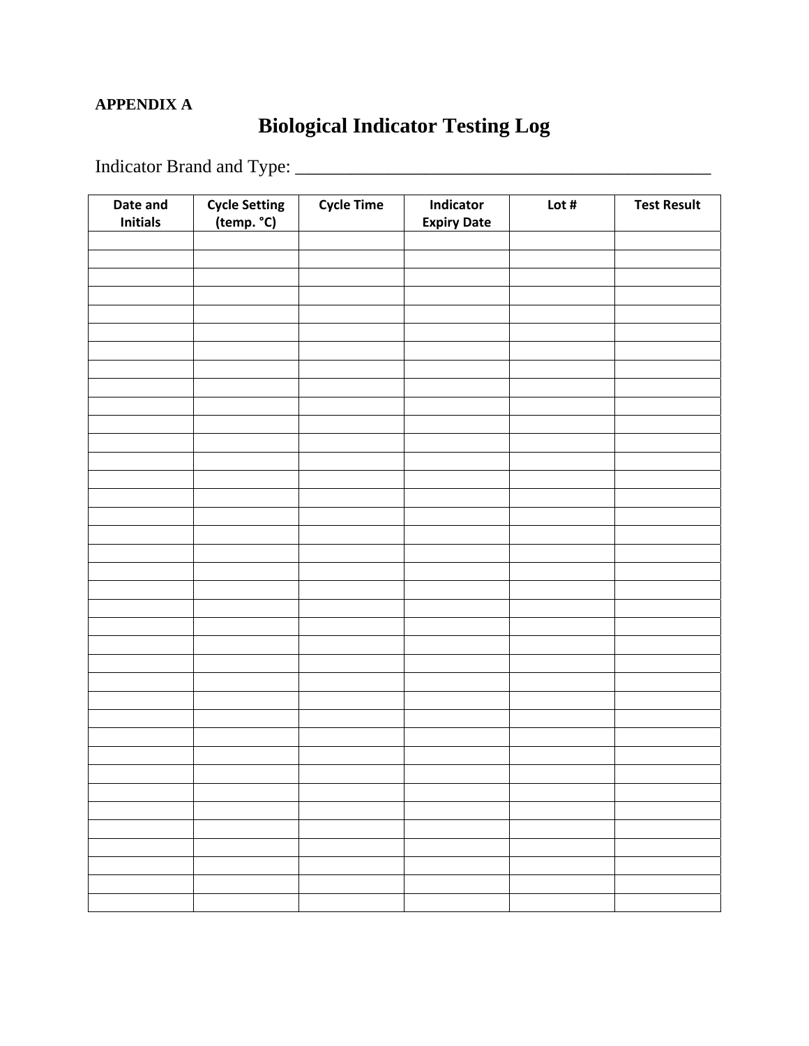**APPENDIX A**

# Biological Indicator Testing Log

Indicator Brand and Type: _______________________________________________

| Date and Initials | Cycle Setting (temp. °C) | Cycle Time | Indicator Expiry Date | Lot # | Test Result |
|---|---|---|---|---|---|
| | | | | | |
| | | | | | |
| | | | | | |
| | | | | | |
| | | | | | |
| | | | | | |
| | | | | | |
| | | | | | |
| | | | | | |
| | | | | | |
| | | | | | |
| | | | | | |
| | | | | | |
| | | | | | |
| | | | | | |
| | | | | | |
| | | | | | |
| | | | | | |
| | | | | | |
| | | | | | |
| | | | | | |
| | | | | | |
| | | | | | |
| | | | | | |
| | | | | | |
| | | | | | |
| | | | | | |
| | | | | | |
| | | | | | |
| | | | | | |
| | | | | | |
| | | | | | |
| | | | | | |
| | | | | | |
| | | | | | |
| | | | | | |
| | | | | | |
| | | | | | |
| | | | | | |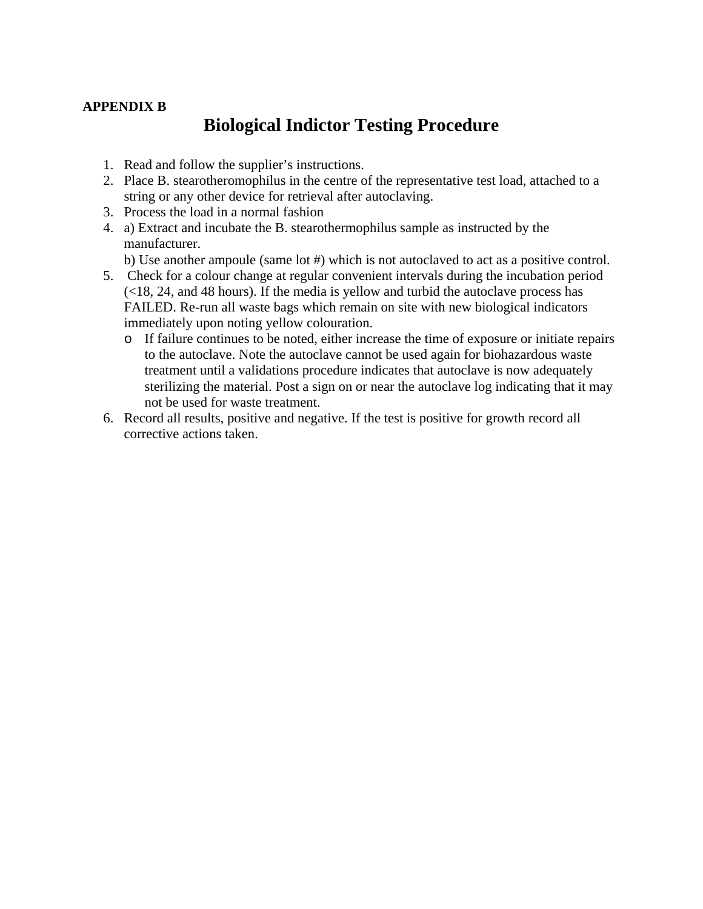**APPENDIX B**

# Biological Indictor Testing Procedure

1. Read and follow the supplier's instructions.
2. Place B. stearotheromophilus in the centre of the representative test load, attached to a string or any other device for retrieval after autoclaving.
3. Process the load in a normal fashion
4. a) Extract and incubate the B. stearothermophilus sample as instructed by the manufacturer.
   b) Use another ampoule (same lot #) which is not autoclaved to act as a positive control.
5. Check for a colour change at regular convenient intervals during the incubation period (<18, 24, and 48 hours). If the media is yellow and turbid the autoclave process has FAILED. Re-run all waste bags which remain on site with new biological indicators immediately upon noting yellow colouration.
   - If failure continues to be noted, either increase the time of exposure or initiate repairs to the autoclave. Note the autoclave cannot be used again for biohazardous waste treatment until a validations procedure indicates that autoclave is now adequately sterilizing the material. Post a sign on or near the autoclave log indicating that it may not be used for waste treatment.
6. Record all results, positive and negative. If the test is positive for growth record all corrective actions taken.